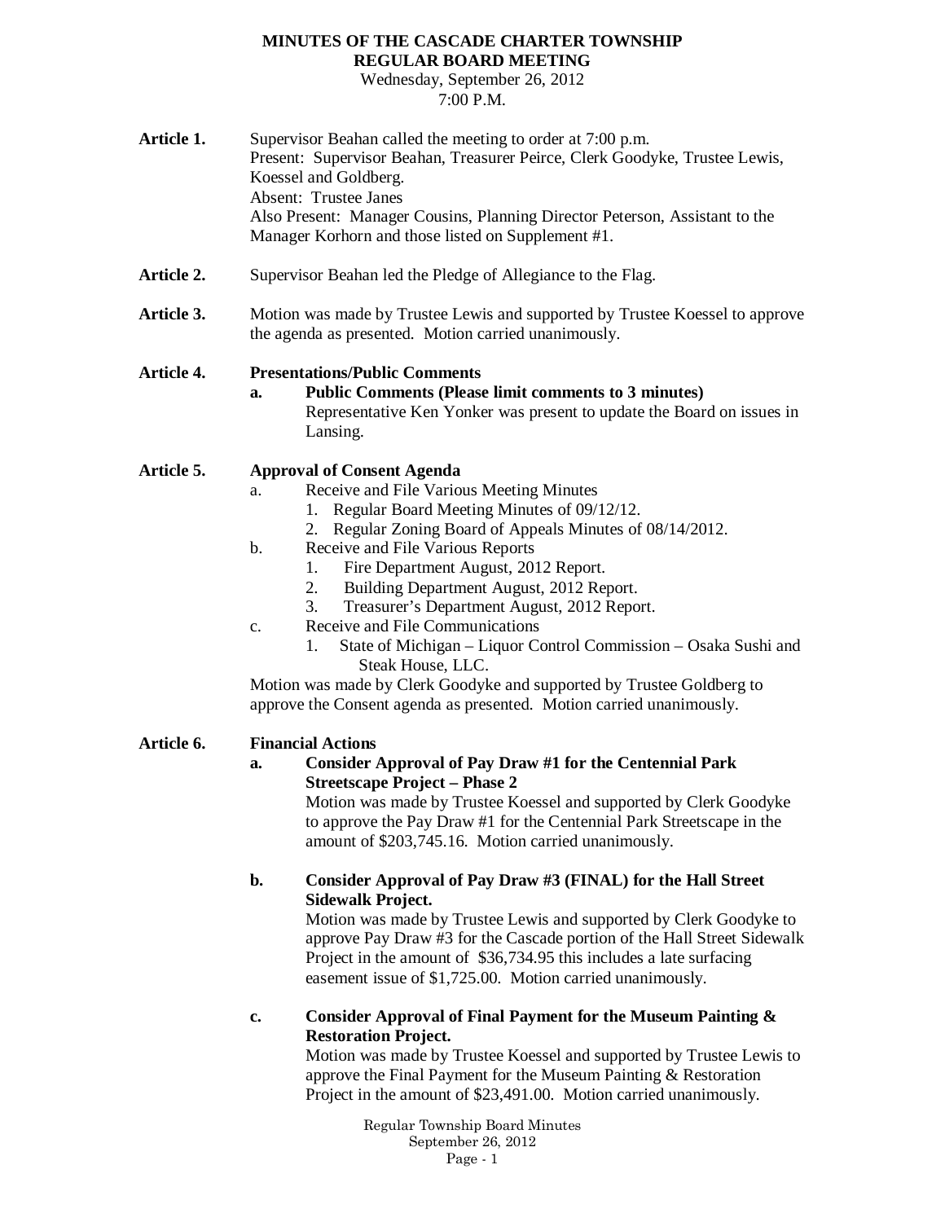**MINUTES OF THE CASCADE CHARTER TOWNSHIP**
**REGULAR BOARD MEETING**
Wednesday, September 26, 2012
7:00 P.M.

**Article 1.** Supervisor Beahan called the meeting to order at 7:00 p.m.
Present: Supervisor Beahan, Treasurer Peirce, Clerk Goodyke, Trustee Lewis, Koessel and Goldberg.
Absent: Trustee Janes
Also Present: Manager Cousins, Planning Director Peterson, Assistant to the Manager Korhorn and those listed on Supplement #1.

**Article 2.** Supervisor Beahan led the Pledge of Allegiance to the Flag.

**Article 3.** Motion was made by Trustee Lewis and supported by Trustee Koessel to approve the agenda as presented. Motion carried unanimously.

**Article 4. Presentations/Public Comments**

**a. Public Comments (Please limit comments to 3 minutes)**
Representative Ken Yonker was present to update the Board on issues in Lansing.

**Article 5. Approval of Consent Agenda**

a. Receive and File Various Meeting Minutes
   1. Regular Board Meeting Minutes of 09/12/12.
   2. Regular Zoning Board of Appeals Minutes of 08/14/2012.

b. Receive and File Various Reports
   1. Fire Department August, 2012 Report.
   2. Building Department August, 2012 Report.
   3. Treasurer's Department August, 2012 Report.

c. Receive and File Communications
   1. State of Michigan – Liquor Control Commission – Osaka Sushi and Steak House, LLC.

Motion was made by Clerk Goodyke and supported by Trustee Goldberg to approve the Consent agenda as presented. Motion carried unanimously.

**Article 6. Financial Actions**

**a. Consider Approval of Pay Draw #1 for the Centennial Park Streetscape Project – Phase 2**
Motion was made by Trustee Koessel and supported by Clerk Goodyke to approve the Pay Draw #1 for the Centennial Park Streetscape in the amount of $203,745.16. Motion carried unanimously.

**b. Consider Approval of Pay Draw #3 (FINAL) for the Hall Street Sidewalk Project.**
Motion was made by Trustee Lewis and supported by Clerk Goodyke to approve Pay Draw #3 for the Cascade portion of the Hall Street Sidewalk Project in the amount of $36,734.95 this includes a late surfacing easement issue of $1,725.00. Motion carried unanimously.

**c. Consider Approval of Final Payment for the Museum Painting & Restoration Project.**
Motion was made by Trustee Koessel and supported by Trustee Lewis to approve the Final Payment for the Museum Painting & Restoration Project in the amount of $23,491.00. Motion carried unanimously.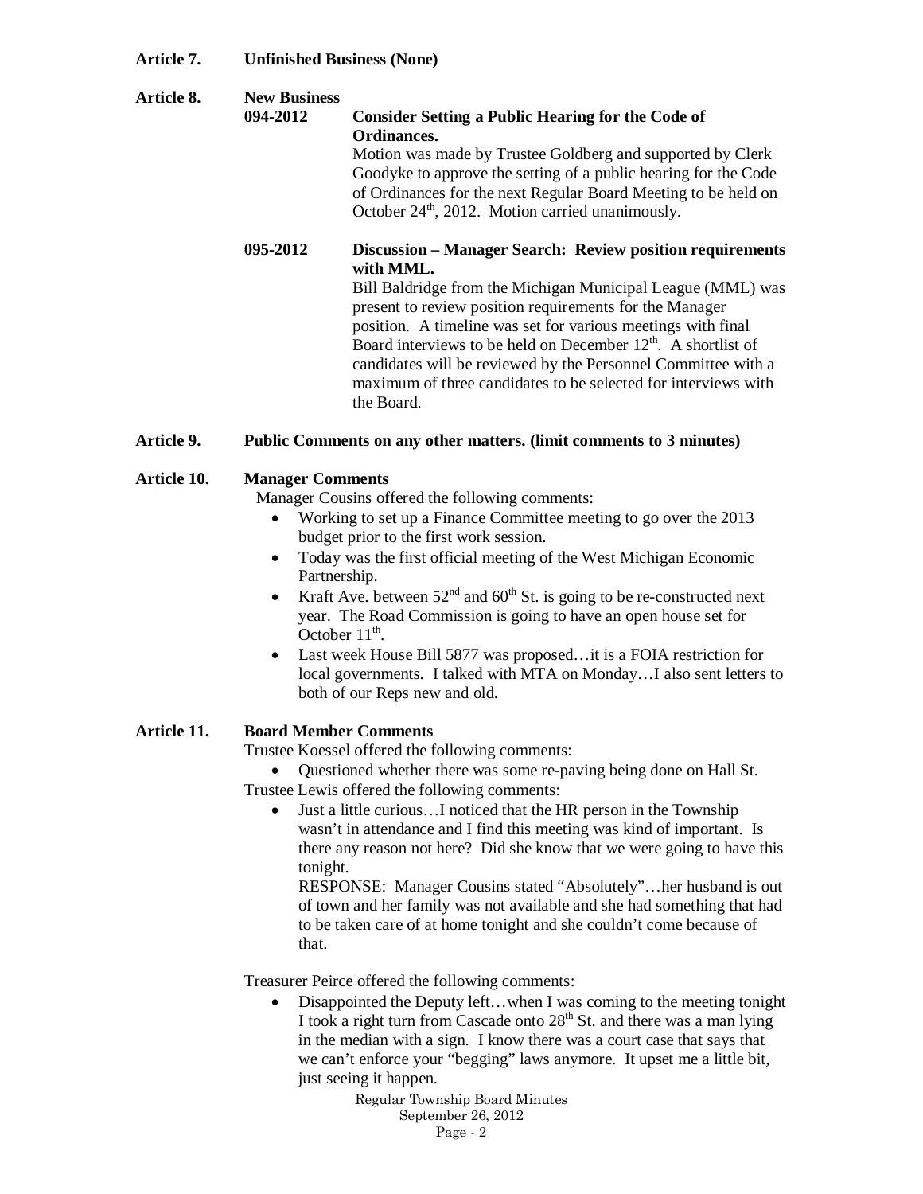**Article 7. Unfinished Business (None)**

**Article 8. New Business**

**094-2012 Consider Setting a Public Hearing for the Code of Ordinances.**

Motion was made by Trustee Goldberg and supported by Clerk Goodyke to approve the setting of a public hearing for the Code of Ordinances for the next Regular Board Meeting to be held on October 24th, 2012. Motion carried unanimously.

**095-2012 Discussion – Manager Search: Review position requirements with MML.**

Bill Baldridge from the Michigan Municipal League (MML) was present to review position requirements for the Manager position. A timeline was set for various meetings with final Board interviews to be held on December 12th. A shortlist of candidates will be reviewed by the Personnel Committee with a maximum of three candidates to be selected for interviews with the Board.

**Article 9. Public Comments on any other matters. (limit comments to 3 minutes)**

**Article 10. Manager Comments**

Manager Cousins offered the following comments:

- Working to set up a Finance Committee meeting to go over the 2013 budget prior to the first work session.
- Today was the first official meeting of the West Michigan Economic Partnership.
- Kraft Ave. between 52nd and 60th St. is going to be re-constructed next year. The Road Commission is going to have an open house set for October 11th.
- Last week House Bill 5877 was proposed…it is a FOIA restriction for local governments. I talked with MTA on Monday…I also sent letters to both of our Reps new and old.

**Article 11. Board Member Comments**

Trustee Koessel offered the following comments:

- Questioned whether there was some re-paving being done on Hall St.

Trustee Lewis offered the following comments:

- Just a little curious…I noticed that the HR person in the Township wasn't in attendance and I find this meeting was kind of important. Is there any reason not here? Did she know that we were going to have this tonight.

  RESPONSE: Manager Cousins stated "Absolutely"…her husband is out of town and her family was not available and she had something that had to be taken care of at home tonight and she couldn't come because of that.

Treasurer Peirce offered the following comments:

- Disappointed the Deputy left…when I was coming to the meeting tonight I took a right turn from Cascade onto 28th St. and there was a man lying in the median with a sign. I know there was a court case that says that we can't enforce your "begging" laws anymore. It upset me a little bit, just seeing it happen.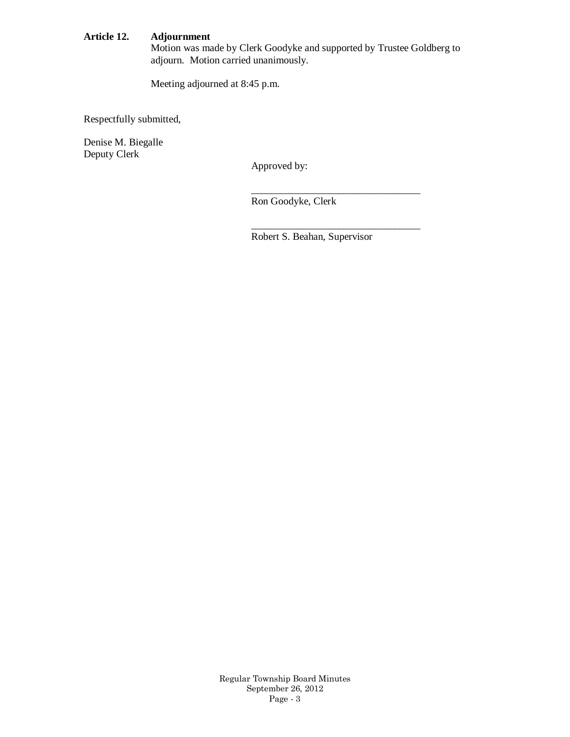**Article 12. Adjournment**

Motion was made by Clerk Goodyke and supported by Trustee Goldberg to adjourn. Motion carried unanimously.

Meeting adjourned at 8:45 p.m.

Respectfully submitted,

Denise M. Biegalle
Deputy Clerk

Approved by:

_________________________________
Ron Goodyke, Clerk

_________________________________
Robert S. Beahan, Supervisor